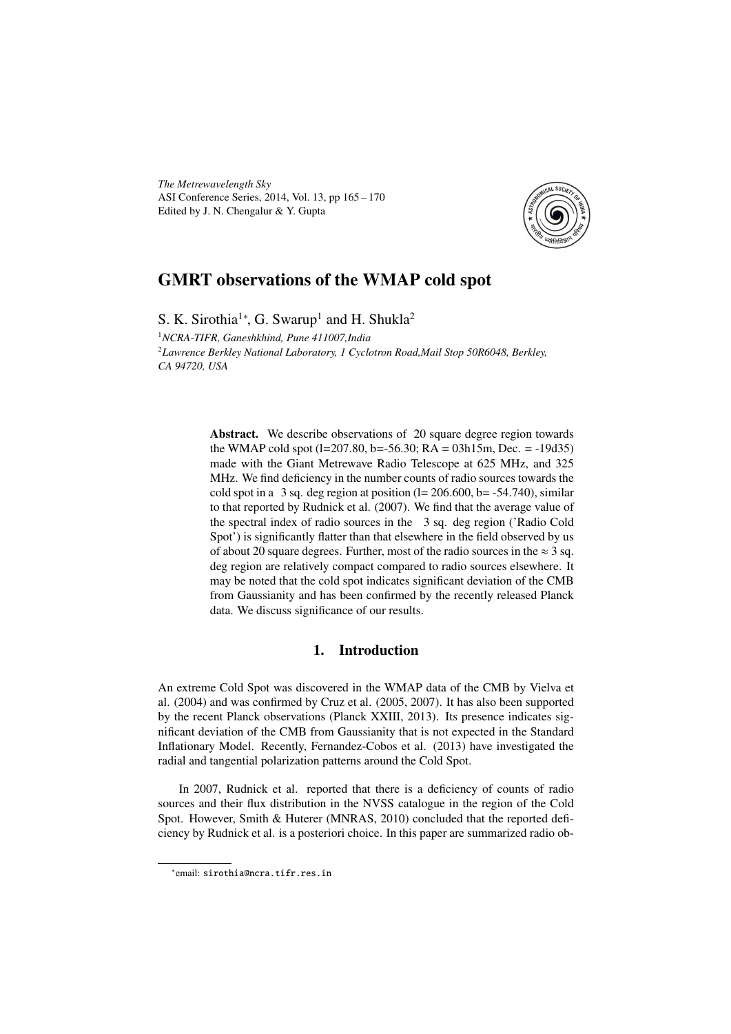*The Metrewavelength Sky*
ASI Conference Series, 2014, Vol. 13, pp 165 – 170
Edited by J. N. Chengalur & Y. Gupta

# GMRT observations of the WMAP cold spot

S. K. Sirothia[1]*, G. Swarup[1] and H. Shukla[2]

[1]*NCRA-TIFR, Ganeshkhind, Pune 411007,India*
[2]*Lawrence Berkley National Laboratory, 1 Cyclotron Road,Mail Stop 50R6048, Berkley, CA 94720, USA*

**Abstract.** We describe observations of 20 square degree region towards the WMAP cold spot (l=207.80, b=-56.30; RA = 03h15m, Dec. = -19d35) made with the Giant Metrewave Radio Telescope at 625 MHz, and 325 MHz. We find deficiency in the number counts of radio sources towards the cold spot in a 3 sq. deg region at position (l= 206.600, b= -54.740), similar to that reported by Rudnick et al. (2007). We find that the average value of the spectral index of radio sources in the 3 sq. deg region ('Radio Cold Spot') is significantly flatter than that elsewhere in the field observed by us of about 20 square degrees. Further, most of the radio sources in the $\approx$ 3 sq. deg region are relatively compact compared to radio sources elsewhere. It may be noted that the cold spot indicates significant deviation of the CMB from Gaussianity and has been confirmed by the recently released Planck data. We discuss significance of our results.

## 1. Introduction

An extreme Cold Spot was discovered in the WMAP data of the CMB by Vielva et al. (2004) and was confirmed by Cruz et al. (2005, 2007). It has also been supported by the recent Planck observations (Planck XXIII, 2013). Its presence indicates significant deviation of the CMB from Gaussianity that is not expected in the Standard Inflationary Model. Recently, Fernandez-Cobos et al. (2013) have investigated the radial and tangential polarization patterns around the Cold Spot.

In 2007, Rudnick et al. reported that there is a deficiency of counts of radio sources and their flux distribution in the NVSS catalogue in the region of the Cold Spot. However, Smith & Huterer (MNRAS, 2010) concluded that the reported deficiency by Rudnick et al. is a posteriori choice. In this paper are summarized radio ob-

*email: sirothia@ncra.tifr.res.in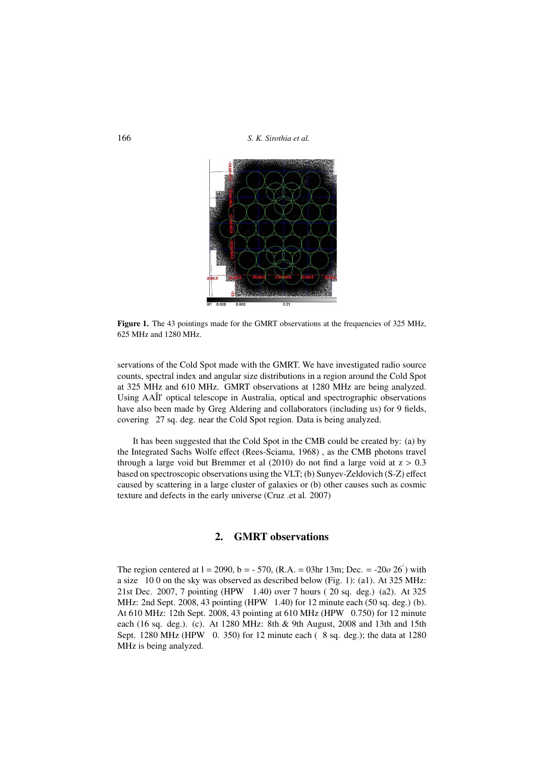**Figure 1.** The 43 pointings made for the GMRT observations at the frequencies of 325 MHz, 625 MHz and 1280 MHz.

servations of the Cold Spot made with the GMRT. We have investigated radio source counts, spectral index and angular size distributions in a region around the Cold Spot at 325 MHz and 610 MHz. GMRT observations at 1280 MHz are being analyzed. Using AAÎľ optical telescope in Australia, optical and spectrographic observations have also been made by Greg Aldering and collaborators (including us) for 9 fields, covering 27 sq. deg. near the Cold Spot region. Data is being analyzed.

It has been suggested that the Cold Spot in the CMB could be created by: (a) by the Integrated Sachs Wolfe effect (Rees-Sciama, 1968) , as the CMB photons travel through a large void but Bremmer et al (2010) do not find a large void at $z > 0.3$ based on spectroscopic observations using the VLT; (b) Sunyev-Zeldovich (S-Z) effect caused by scattering in a large cluster of galaxies or (b) other causes such as cosmic texture and defects in the early universe (Cruz .et al. 2007)

## 2. GMRT observations

The region centered at l = 2090, b = - 570, (R.A. = 03hr 13m; Dec. = -20$o$ 26$'$) with a size 10 0 on the sky was observed as described below (Fig. 1): (a1). At 325 MHz: 21st Dec. 2007, 7 pointing (HPW 1.40) over 7 hours ( 20 sq. deg.) (a2). At 325 MHz: 2nd Sept. 2008, 43 pointing (HPW 1.40) for 12 minute each (50 sq. deg.) (b). At 610 MHz: 12th Sept. 2008, 43 pointing at 610 MHz (HPW 0.750) for 12 minute each (16 sq. deg.). (c). At 1280 MHz: 8th & 9th August, 2008 and 13th and 15th Sept. 1280 MHz (HPW 0. 350) for 12 minute each ( 8 sq. deg.); the data at 1280 MHz is being analyzed.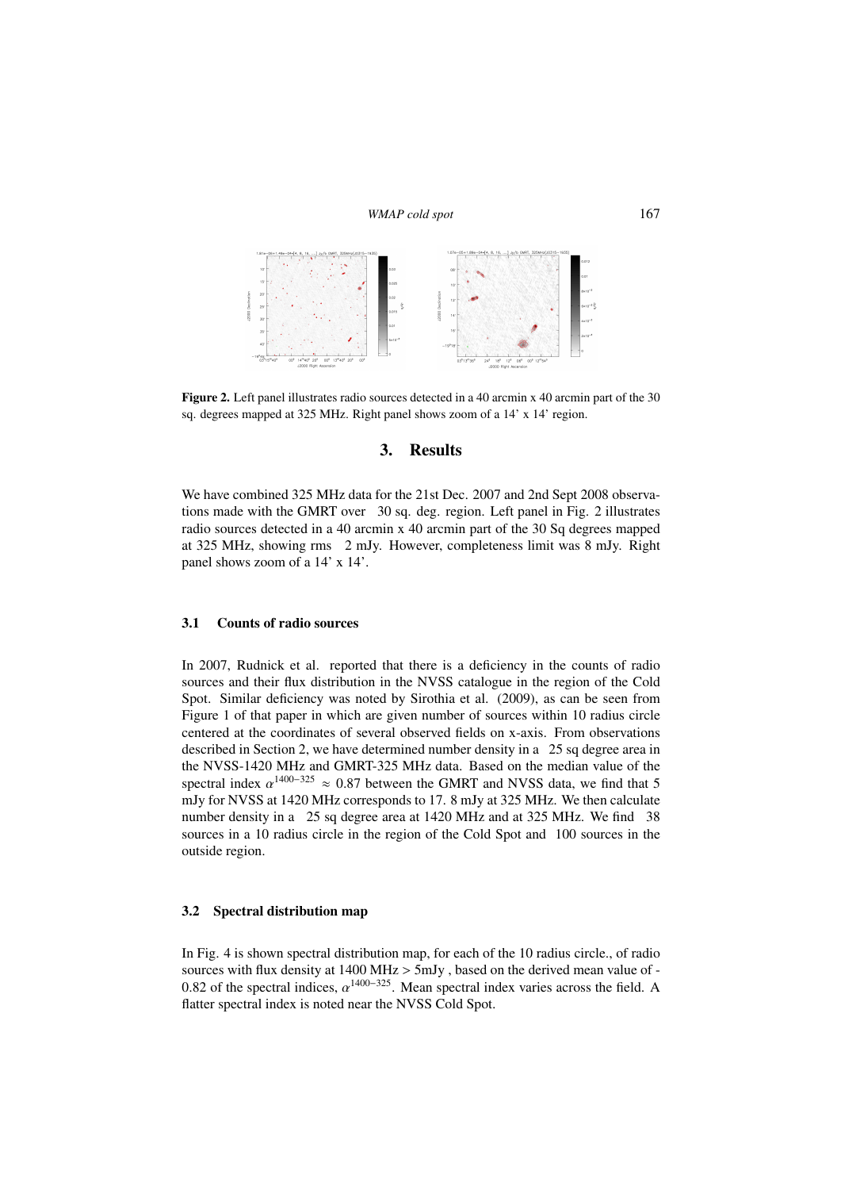**Figure 2.** Left panel illustrates radio sources detected in a 40 arcmin x 40 arcmin part of the 30 sq. degrees mapped at 325 MHz. Right panel shows zoom of a 14' x 14' region.

## 3. Results

We have combined 325 MHz data for the 21st Dec. 2007 and 2nd Sept 2008 observations made with the GMRT over 30 sq. deg. region. Left panel in Fig. 2 illustrates radio sources detected in a 40 arcmin x 40 arcmin part of the 30 Sq degrees mapped at 325 MHz, showing rms 2 mJy. However, completeness limit was 8 mJy. Right panel shows zoom of a 14' x 14'.

### 3.1 Counts of radio sources

In 2007, Rudnick et al. reported that there is a deficiency in the counts of radio sources and their flux distribution in the NVSS catalogue in the region of the Cold Spot. Similar deficiency was noted by Sirothia et al. (2009), as can be seen from Figure 1 of that paper in which are given number of sources within 10 radius circle centered at the coordinates of several observed fields on x-axis. From observations described in Section 2, we have determined number density in a 25 sq degree area in the NVSS-1420 MHz and GMRT-325 MHz data. Based on the median value of the spectral index $\alpha^{1400-325} \approx 0.87$ between the GMRT and NVSS data, we find that 5 mJy for NVSS at 1420 MHz corresponds to 17. 8 mJy at 325 MHz. We then calculate number density in a 25 sq degree area at 1420 MHz and at 325 MHz. We find 38 sources in a 10 radius circle in the region of the Cold Spot and 100 sources in the outside region.

### 3.2 Spectral distribution map

In Fig. 4 is shown spectral distribution map, for each of the 10 radius circle., of radio sources with flux density at 1400 MHz > 5mJy , based on the derived mean value of -0.82 of the spectral indices, $\alpha^{1400-325}$. Mean spectral index varies across the field. A flatter spectral index is noted near the NVSS Cold Spot.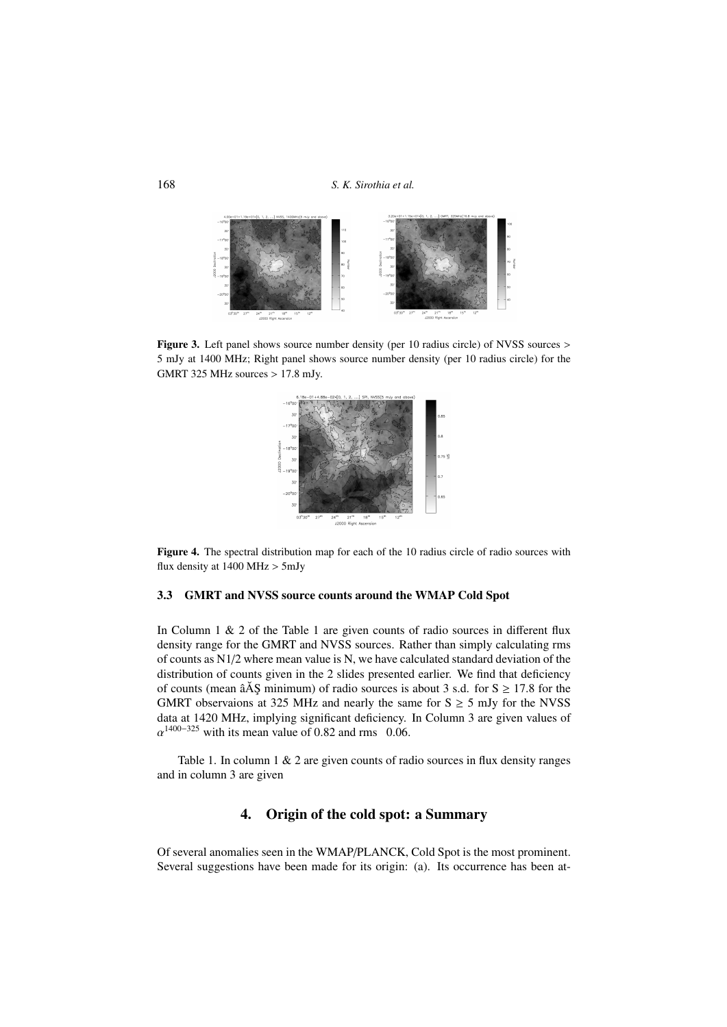**Figure 3.** Left panel shows source number density (per 10 radius circle) of NVSS sources > 5 mJy at 1400 MHz; Right panel shows source number density (per 10 radius circle) for the GMRT 325 MHz sources > 17.8 mJy.

**Figure 4.** The spectral distribution map for each of the 10 radius circle of radio sources with flux density at 1400 MHz > 5mJy

### 3.3 GMRT and NVSS source counts around the WMAP Cold Spot

In Column 1 & 2 of the Table 1 are given counts of radio sources in different flux density range for the GMRT and NVSS sources. Rather than simply calculating rms of counts as N1/2 where mean value is N, we have calculated standard deviation of the distribution of counts given in the 2 slides presented earlier. We find that deficiency of counts (mean âĂŞ minimum) of radio sources is about 3 s.d. for S ≥ 17.8 for the GMRT observaions at 325 MHz and nearly the same for S ≥ 5 mJy for the NVSS data at 1420 MHz, implying significant deficiency. In Column 3 are given values of $\alpha^{1400-325}$ with its mean value of 0.82 and rms 0.06.

Table 1. In column 1 & 2 are given counts of radio sources in flux density ranges and in column 3 are given

## 4. Origin of the cold spot: a Summary

Of several anomalies seen in the WMAP/PLANCK, Cold Spot is the most prominent. Several suggestions have been made for its origin: (a). Its occurrence has been at-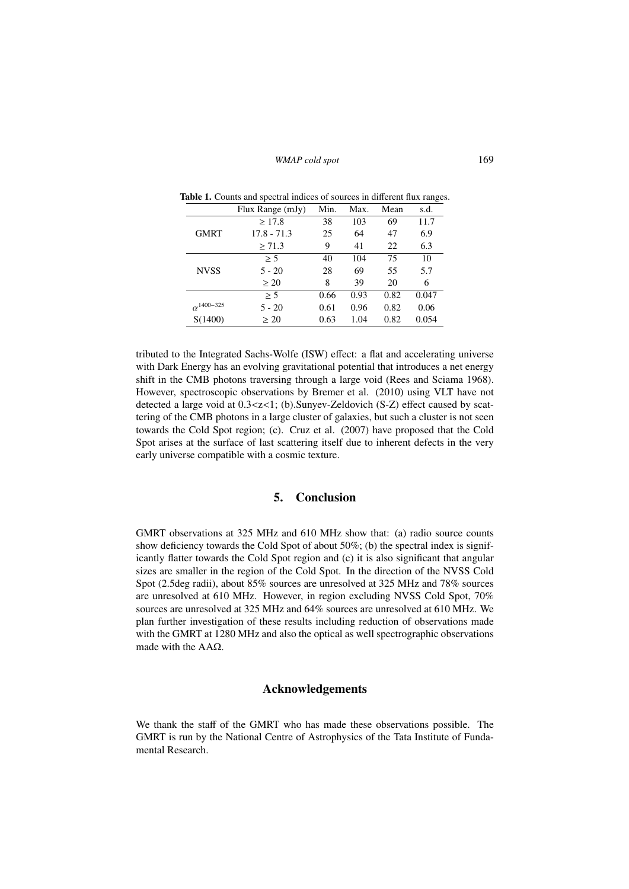**Table 1.** Counts and spectral indices of sources in different flux ranges.

| | Flux Range (mJy) | Min. | Max. | Mean | s.d. |
|---|---|---|---|---|---|
| GMRT | $\geq 17.8$ | 38 | 103 | 69 | 11.7 |
| | 17.8 - 71.3 | 25 | 64 | 47 | 6.9 |
| | $\geq 71.3$ | 9 | 41 | 22 | 6.3 |
| NVSS | $\geq 5$ | 40 | 104 | 75 | 10 |
| | 5 - 20 | 28 | 69 | 55 | 5.7 |
| | $\geq 20$ | 8 | 39 | 20 | 6 |
| $\alpha^{1400-325}$ | $\geq 5$ | 0.66 | 0.93 | 0.82 | 0.047 |
| | 5 - 20 | 0.61 | 0.96 | 0.82 | 0.06 |
| S(1400) | $\geq 20$ | 0.63 | 1.04 | 0.82 | 0.054 |

tributed to the Integrated Sachs-Wolfe (ISW) effect: a flat and accelerating universe with Dark Energy has an evolving gravitational potential that introduces a net energy shift in the CMB photons traversing through a large void (Rees and Sciama 1968). However, spectroscopic observations by Bremer et al. (2010) using VLT have not detected a large void at $0.3<z<1$; (b).Sunyev-Zeldovich (S-Z) effect caused by scattering of the CMB photons in a large cluster of galaxies, but such a cluster is not seen towards the Cold Spot region; (c). Cruz et al. (2007) have proposed that the Cold Spot arises at the surface of last scattering itself due to inherent defects in the very early universe compatible with a cosmic texture.

## 5. Conclusion

GMRT observations at 325 MHz and 610 MHz show that: (a) radio source counts show deficiency towards the Cold Spot of about 50%; (b) the spectral index is significantly flatter towards the Cold Spot region and (c) it is also significant that angular sizes are smaller in the region of the Cold Spot. In the direction of the NVSS Cold Spot (2.5deg radii), about 85% sources are unresolved at 325 MHz and 78% sources are unresolved at 610 MHz. However, in region excluding NVSS Cold Spot, 70% sources are unresolved at 325 MHz and 64% sources are unresolved at 610 MHz. We plan further investigation of these results including reduction of observations made with the GMRT at 1280 MHz and also the optical as well spectrographic observations made with the AAΩ.

## Acknowledgements

We thank the staff of the GMRT who has made these observations possible. The GMRT is run by the National Centre of Astrophysics of the Tata Institute of Fundamental Research.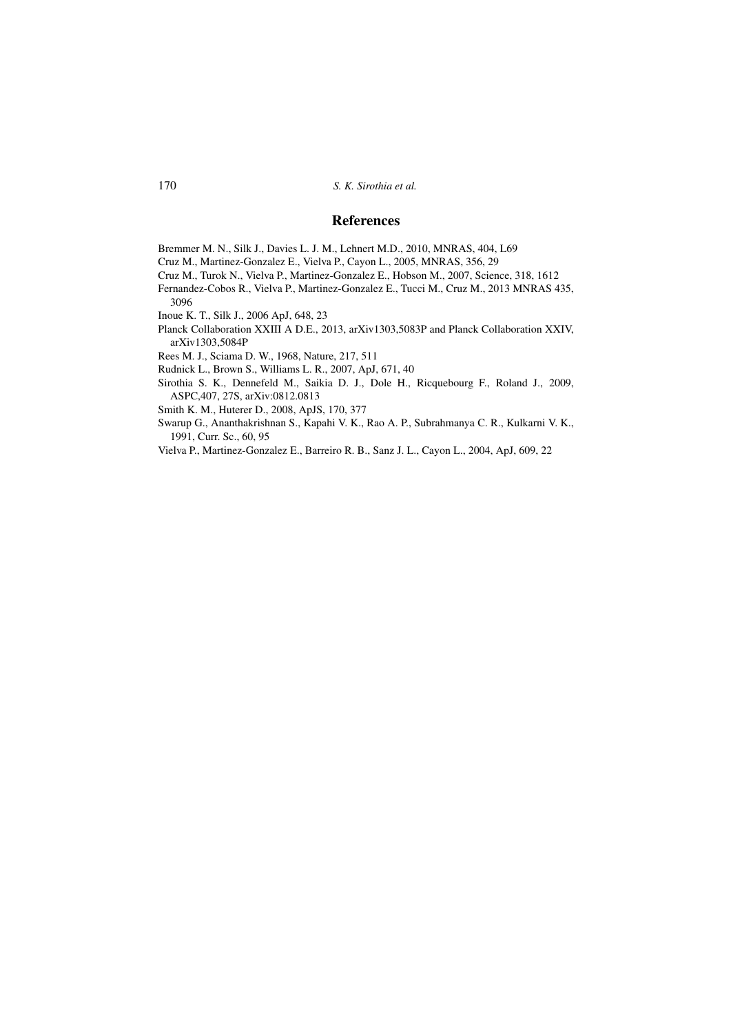## References

Bremmer M. N., Silk J., Davies L. J. M., Lehnert M.D., 2010, MNRAS, 404, L69

Cruz M., Martinez-Gonzalez E., Vielva P., Cayon L., 2005, MNRAS, 356, 29

Cruz M., Turok N., Vielva P., Martinez-Gonzalez E., Hobson M., 2007, Science, 318, 1612

Fernandez-Cobos R., Vielva P., Martinez-Gonzalez E., Tucci M., Cruz M., 2013 MNRAS 435, 3096

Inoue K. T., Silk J., 2006 ApJ, 648, 23

Planck Collaboration XXIII A D.E., 2013, arXiv1303,5083P and Planck Collaboration XXIV, arXiv1303,5084P

Rees M. J., Sciama D. W., 1968, Nature, 217, 511

Rudnick L., Brown S., Williams L. R., 2007, ApJ, 671, 40

Sirothia S. K., Dennefeld M., Saikia D. J., Dole H., Ricquebourg F., Roland J., 2009, ASPC,407, 27S, arXiv:0812.0813

Smith K. M., Huterer D., 2008, ApJS, 170, 377

Swarup G., Ananthakrishnan S., Kapahi V. K., Rao A. P., Subrahmanya C. R., Kulkarni V. K., 1991, Curr. Sc., 60, 95

Vielva P., Martinez-Gonzalez E., Barreiro R. B., Sanz J. L., Cayon L., 2004, ApJ, 609, 22